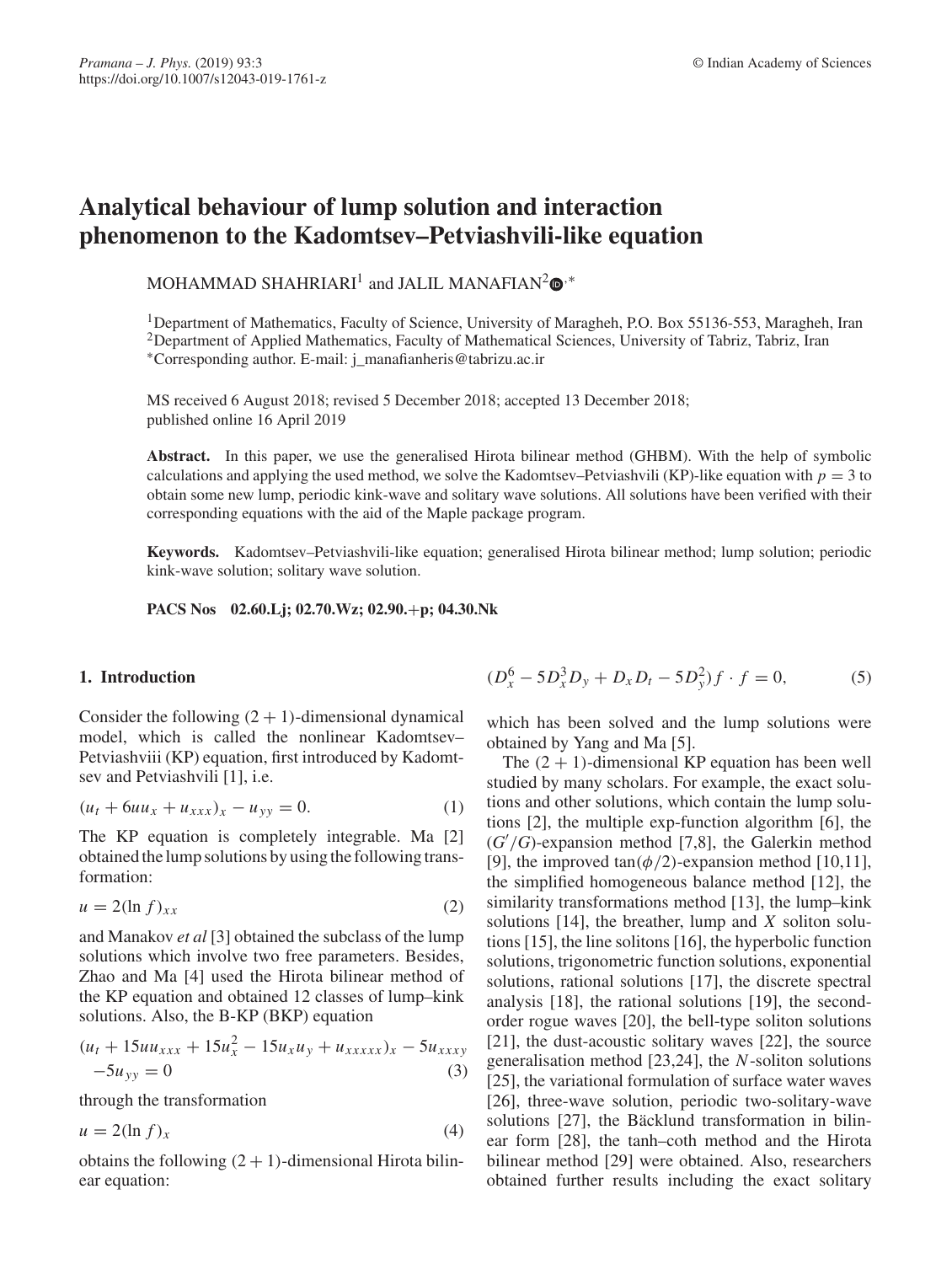# Analytical behaviour of lump solution and interaction phenomenon to the Kadomtsev–Petviashvili-like equation

MOHAMMAD SHAHRIARI[1] and JALIL MANAFIAN[2,*]

[1]Department of Mathematics, Faculty of Science, University of Maragheh, P.O. Box 55136-553, Maragheh, Iran
[2]Department of Applied Mathematics, Faculty of Mathematical Sciences, University of Tabriz, Tabriz, Iran
*Corresponding author. E-mail: j_manafianheris@tabrizu.ac.ir

MS received 6 August 2018; revised 5 December 2018; accepted 13 December 2018; published online 16 April 2019

**Abstract.** In this paper, we use the generalised Hirota bilinear method (GHBM). With the help of symbolic calculations and applying the used method, we solve the Kadomtsev–Petviashvili (KP)-like equation with $p = 3$ to obtain some new lump, periodic kink-wave and solitary wave solutions. All solutions have been verified with their corresponding equations with the aid of the Maple package program.

**Keywords.** Kadomtsev–Petviashvili-like equation; generalised Hirota bilinear method; lump solution; periodic kink-wave solution; solitary wave solution.

**PACS Nos** 02.60.Lj; 02.70.Wz; 02.90.+p; 04.30.Nk

## 1. Introduction

Consider the following $(2+1)$-dimensional dynamical model, which is called the nonlinear Kadomtsev–Petviashviii (KP) equation, first introduced by Kadomtsev and Petviashvili [1], i.e.

$$(u_t + 6uu_x + u_{xxx})_x - u_{yy} = 0. \tag{1}$$

The KP equation is completely integrable. Ma [2] obtained the lump solutions by using the following transformation:

$$u = 2(\ln f)_{xx} \tag{2}$$

and Manakov *et al* [3] obtained the subclass of the lump solutions which involve two free parameters. Besides, Zhao and Ma [4] used the Hirota bilinear method of the KP equation and obtained 12 classes of lump–kink solutions. Also, the B-KP (BKP) equation

$$(u_t + 15uu_{xxx} + 15u_x^2 - 15u_xu_y + u_{xxxxx})_x - 5u_{xxxy} - 5u_{yy} = 0 \tag{3}$$

through the transformation

$$u = 2(\ln f)_x \tag{4}$$

obtains the following $(2+1)$-dimensional Hirota bilinear equation:

$$(D_x^6 - 5D_x^3D_y + D_xD_t - 5D_y^2)f \cdot f = 0, \tag{5}$$

which has been solved and the lump solutions were obtained by Yang and Ma [5].

The $(2+1)$-dimensional KP equation has been well studied by many scholars. For example, the exact solutions and other solutions, which contain the lump solutions [2], the multiple exp-function algorithm [6], the $(G'/G)$-expansion method [7,8], the Galerkin method [9], the improved $\tan(\phi/2)$-expansion method [10,11], the simplified homogeneous balance method [12], the similarity transformations method [13], the lump–kink solutions [14], the breather, lump and $X$ soliton solutions [15], the line solitons [16], the hyperbolic function solutions, trigonometric function solutions, exponential solutions, rational solutions [17], the discrete spectral analysis [18], the rational solutions [19], the second-order rogue waves [20], the bell-type soliton solutions [21], the dust-acoustic solitary waves [22], the source generalisation method [23,24], the $N$-soliton solutions [25], the variational formulation of surface water waves [26], three-wave solution, periodic two-solitary-wave solutions [27], the Bäcklund transformation in bilinear form [28], the tanh–coth method and the Hirota bilinear method [29] were obtained. Also, researchers obtained further results including the exact solitary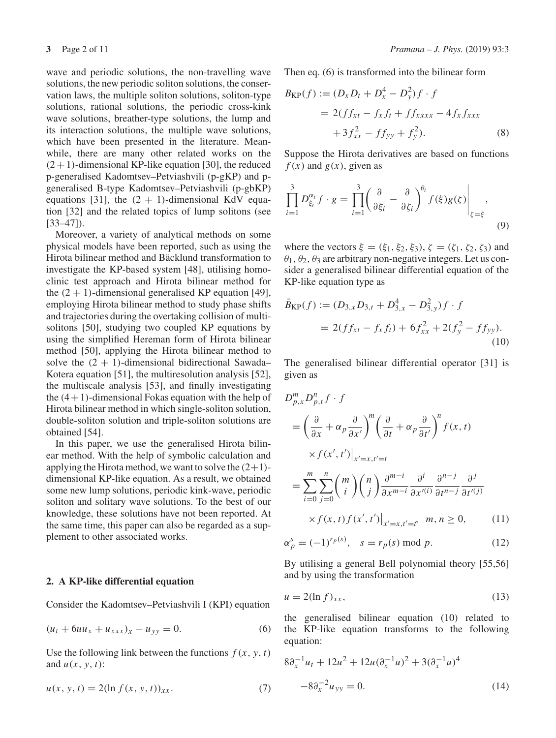wave and periodic solutions, the non-travelling wave solutions, the new periodic soliton solutions, the conservation laws, the multiple soliton solutions, soliton-type solutions, rational solutions, the periodic cross-kink wave solutions, breather-type solutions, the lump and its interaction solutions, the multiple wave solutions, which have been presented in the literature. Meanwhile, there are many other related works on the $(2+1)$-dimensional KP-like equation [30], the reduced p-generalised Kadomtsev–Petviashvili (p-gKP) and p-generalised B-type Kadomtsev–Petviashvili (p-gbKP) equations [31], the $(2+1)$-dimensional KdV equation [32] and the related topics of lump solitons (see [33–47]).

Moreover, a variety of analytical methods on some physical models have been reported, such as using the Hirota bilinear method and Bäcklund transformation to investigate the KP-based system [48], utilising homoclinic test approach and Hirota bilinear method for the $(2+1)$-dimensional generalised KP equation [49], employing Hirota bilinear method to study phase shifts and trajectories during the overtaking collision of multi-solitons [50], studying two coupled KP equations by using the simplified Hereman form of Hirota bilinear method [50], applying the Hirota bilinear method to solve the $(2+1)$-dimensional bidirectional Sawada–Kotera equation [51], the multiresolution analysis [52], the multiscale analysis [53], and finally investigating the $(4+1)$-dimensional Fokas equation with the help of Hirota bilinear method in which single-soliton solution, double-soliton solution and triple-soliton solutions are obtained [54].

In this paper, we use the generalised Hirota bilinear method. With the help of symbolic calculation and applying the Hirota method, we want to solve the $(2+1)$-dimensional KP-like equation. As a result, we obtained some new lump solutions, periodic kink-wave, periodic soliton and solitary wave solutions. To the best of our knowledge, these solutions have not been reported. At the same time, this paper can also be regarded as a supplement to other associated works.

## 2. A KP-like differential equation

Consider the Kadomtsev–Petviashvili I (KPI) equation

$$(u_t + 6uu_x + u_{xxx})_x - u_{yy} = 0. \tag{6}$$

Use the following link between the functions $f(x, y, t)$ and $u(x, y, t)$:

$$u(x, y, t) = 2(\ln f(x, y, t))_{xx}. \tag{7}$$

Then eq. (6) is transformed into the bilinear form

$$\begin{aligned} B_{\mathrm{KP}}(f) &:= (D_x D_t + D_x^4 - D_y^2) f \cdot f \\ &= 2(ff_{xt} - f_x f_t + ff_{xxxx} - 4f_x f_{xxx} \\ &\quad + 3f_{xx}^2 - ff_{yy} + f_y^2). \end{aligned} \tag{8}$$

Suppose the Hirota derivatives are based on functions $f(x)$ and $g(x)$, given as

$$\prod_{i=1}^{3} D_{\xi_i}^{\alpha_i} f \cdot g = \prod_{i=1}^{3} \left( \frac{\partial}{\partial \xi_i} - \frac{\partial}{\partial \zeta_i} \right)^{\theta_i} f(\xi) g(\zeta) \Bigg|_{\zeta=\xi}, \tag{9}$$

where the vectors $\xi = (\xi_1, \xi_2, \xi_3)$, $\zeta = (\zeta_1, \zeta_2, \zeta_3)$ and $\theta_1, \theta_2, \theta_3$ are arbitrary non-negative integers. Let us consider a generalised bilinear differential equation of the KP-like equation type as

$$\begin{aligned} \bar{B}_{\mathrm{KP}}(f) &:= (D_{3,x} D_{3,t} + D_{3,x}^4 - D_{3,y}^2) f \cdot f \\ &= 2(ff_{xt} - f_x f_t) + 6f_{xx}^2 + 2(f_y^2 - ff_{yy}). \end{aligned} \tag{10}$$

The generalised bilinear differential operator [31] is given as

$$\begin{aligned} & D_{p,x}^m D_{p,t}^n f \cdot f \\ &= \left( \frac{\partial}{\partial x} + \alpha_p \frac{\partial}{\partial x'} \right)^m \left( \frac{\partial}{\partial t} + \alpha_p \frac{\partial}{\partial t'} \right)^n f(x, t) \\ &\quad \times f(x', t') \big|_{x'=x, t'=t} \\ &= \sum_{i=0}^{m} \sum_{j=0}^{n} \binom{m}{i} \binom{n}{j} \frac{\partial^{m-i}}{\partial x^{m-i}} \frac{\partial^i}{\partial x'^{(i)}} \frac{\partial^{n-j}}{\partial t^{n-j}} \frac{\partial^j}{\partial t'^{(j)}} \\ &\quad \times f(x, t) f(x', t') \big|_{x'=x, t'=t}, \quad m, n \geq 0, \end{aligned} \tag{11}$$

$$\alpha_p^s = (-1)^{r_p(s)}, \quad s = r_p(s) \bmod p. \tag{12}$$

By utilising a general Bell polynomial theory [55,56] and by using the transformation

$$u = 2(\ln f)_{xx}, \tag{13}$$

the generalised bilinear equation (10) related to the KP-like equation transforms to the following equation:

$$\begin{aligned} & 8\partial_x^{-1} u_t + 12u^2 + 12u(\partial_x^{-1} u)^2 + 3(\partial_x^{-1} u)^4 \\ & -8\partial_x^{-2} u_{yy} = 0. \end{aligned} \tag{14}$$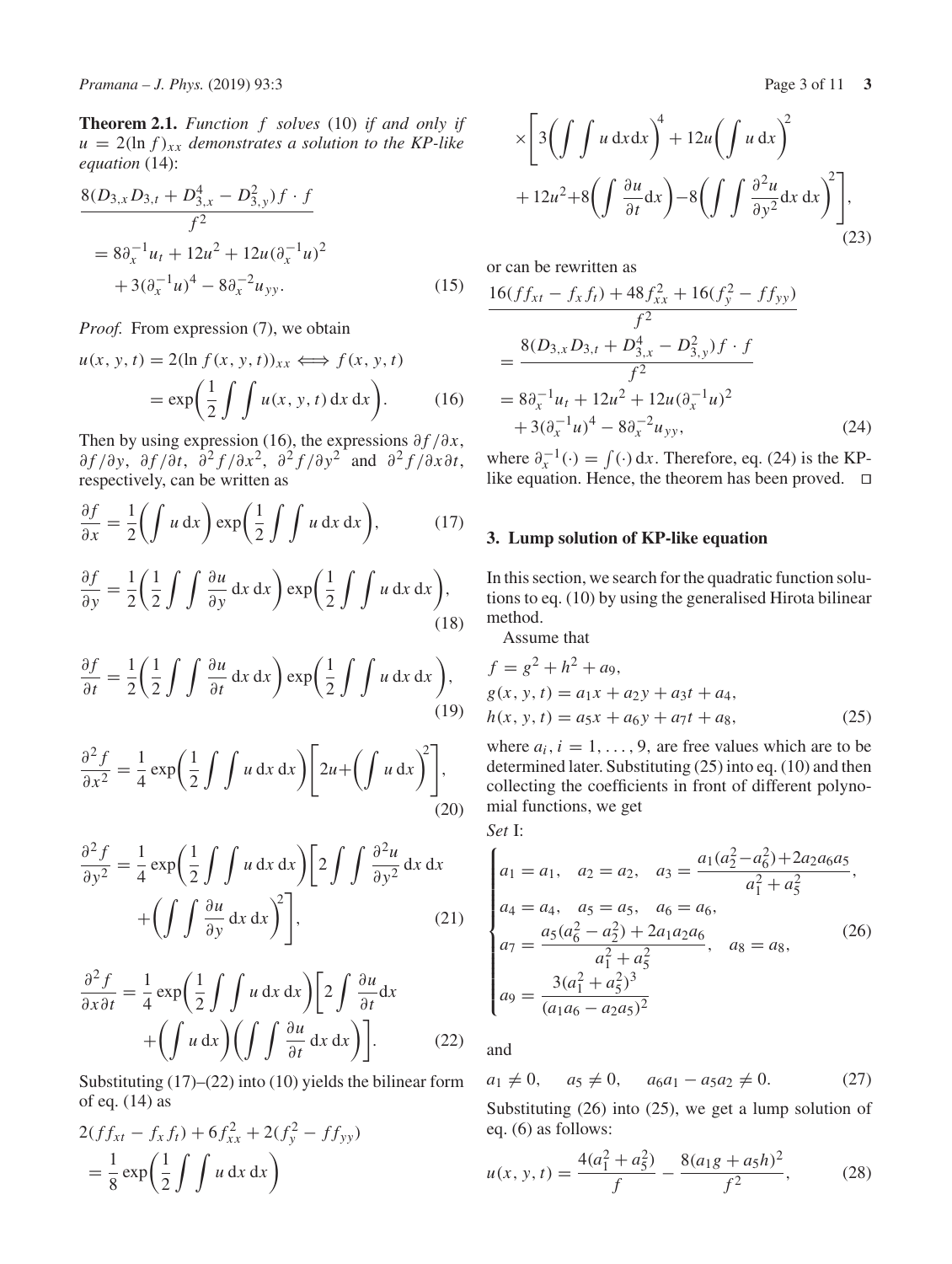**Theorem 2.1.** *Function $f$ solves* (10) *if and only if $u = 2(\ln f)_{xx}$ demonstrates a solution to the KP-like equation* (14):

$$
\begin{aligned}
&\frac{8(D_{3,x}D_{3,t} + D_{3,x}^4 - D_{3,y}^2)f\cdot f}{f^2}\\
&= 8\partial_x^{-1}u_t + 12u^2 + 12u(\partial_x^{-1}u)^2\\
&\quad + 3(\partial_x^{-1}u)^4 - 8\partial_x^{-2}u_{yy}.
\end{aligned} \tag{15}
$$

*Proof.* From expression (7), we obtain

$$
\begin{aligned}
u(x,y,t) = 2(\ln f(x,y,t))_{xx} &\Longleftrightarrow f(x,y,t)\\
&= \exp\left(\frac{1}{2}\int\int u(x,y,t)\,\mathrm{d}x\,\mathrm{d}x\right).
\end{aligned} \tag{16}
$$

Then by using expression (16), the expressions $\partial f/\partial x$, $\partial f/\partial t$, $\partial f/\partial t$, $\partial^2 f/\partial x^2$, $\partial^2 f/\partial y^2$ and $\partial^2 f/\partial x\partial t$, respectively, can be written as

$$
\frac{\partial f}{\partial x} = \frac{1}{2}\left(\int u\,\mathrm{d}x\right)\exp\left(\frac{1}{2}\int\int u\,\mathrm{d}x\,\mathrm{d}x\right), \tag{17}
$$

$$
\frac{\partial f}{\partial y} = \frac{1}{2}\left(\frac{1}{2}\int\int \frac{\partial u}{\partial y}\,\mathrm{d}x\,\mathrm{d}x\right)\exp\left(\frac{1}{2}\int\int u\,\mathrm{d}x\,\mathrm{d}x\right), \tag{18}
$$

$$
\frac{\partial f}{\partial t} = \frac{1}{2}\left(\frac{1}{2}\int\int \frac{\partial u}{\partial t}\,\mathrm{d}x\,\mathrm{d}x\right)\exp\left(\frac{1}{2}\int\int u\,\mathrm{d}x\,\mathrm{d}x\right), \tag{19}
$$

$$
\frac{\partial^2 f}{\partial x^2} = \frac{1}{4}\exp\left(\frac{1}{2}\int\int u\,\mathrm{d}x\,\mathrm{d}x\right)\left[2u+\left(\int u\,\mathrm{d}x\right)^2\right], \tag{20}
$$

$$
\begin{aligned}
\frac{\partial^2 f}{\partial y^2} = \frac{1}{4}\exp\left(\frac{1}{2}\int\int u\,\mathrm{d}x\,\mathrm{d}x\right)&\left[2\int\int \frac{\partial^2 u}{\partial y^2}\,\mathrm{d}x\,\mathrm{d}x\right.\\
&\left.+\left(\int\int \frac{\partial u}{\partial y}\,\mathrm{d}x\,\mathrm{d}x\right)^2\right],
\end{aligned} \tag{21}
$$

$$
\begin{aligned}
\frac{\partial^2 f}{\partial x\partial t} = \frac{1}{4}\exp\left(\frac{1}{2}\int\int u\,\mathrm{d}x\,\mathrm{d}x\right)&\left[2\int \frac{\partial u}{\partial t}\mathrm{d}x\right.\\
&\left.+\left(\int u\,\mathrm{d}x\right)\left(\int\int \frac{\partial u}{\partial t}\,\mathrm{d}x\,\mathrm{d}x\right)\right].
\end{aligned} \tag{22}
$$

Substituting (17)–(22) into (10) yields the bilinear form of eq. (14) as

$$
\begin{aligned}
&2(ff_{xt} - f_xf_t) + 6f_{xx}^2 + 2(f_y^2 - ff_{yy})\\
&= \frac{1}{8}\exp\left(\frac{1}{2}\int\int u\,\mathrm{d}x\,\mathrm{d}x\right)\\
&\times\left[3\left(\int\int u\,\mathrm{d}x\mathrm{d}x\right)^4 + 12u\left(\int u\,\mathrm{d}x\right)^2\right.\\
&\left.+12u^2+8\left(\int \frac{\partial u}{\partial t}\mathrm{d}x\right)-8\left(\int\int \frac{\partial^2 u}{\partial y^2}\mathrm{d}x\,\mathrm{d}x\right)^2\right],
\end{aligned} \tag{23}
$$

or can be rewritten as

$$
\begin{aligned}
&\frac{16(ff_{xt} - f_xf_t) + 48f_{xx}^2 + 16(f_y^2 - ff_{yy})}{f^2}\\
&= \frac{8(D_{3,x}D_{3,t} + D_{3,x}^4 - D_{3,y}^2)f\cdot f}{f^2}\\
&= 8\partial_x^{-1}u_t + 12u^2 + 12u(\partial_x^{-1}u)^2\\
&\quad + 3(\partial_x^{-1}u)^4 - 8\partial_x^{-2}u_{yy},
\end{aligned} \tag{24}
$$

where $\partial_x^{-1}(\cdot) = \int(\cdot)\,\mathrm{d}x$. Therefore, eq. (24) is the KP-like equation. Hence, the theorem has been proved. □

## 3. Lump solution of KP-like equation

In this section, we search for the quadratic function solutions to eq. (10) by using the generalised Hirota bilinear method.

Assume that

$$
\begin{aligned}
&f = g^2 + h^2 + a_9,\\
&g(x,y,t) = a_1x + a_2y + a_3t + a_4,\\
&h(x,y,t) = a_5x + a_6y + a_7t + a_8,
\end{aligned} \tag{25}
$$

where $a_i$, $i = 1,\ldots,9$, are free values which are to be determined later. Substituting (25) into eq. (10) and then collecting the coefficients in front of different polynomial functions, we get

*Set* I:

$$
\begin{cases}
a_1 = a_1, \quad a_2 = a_2, \quad a_3 = \dfrac{a_1(a_2^2-a_6^2)+2a_2a_6a_5}{a_1^2 + a_5^2},\\
a_4 = a_4, \quad a_5 = a_5, \quad a_6 = a_6,\\
a_7 = \dfrac{a_5(a_6^2 - a_2^2) + 2a_1a_2a_6}{a_1^2 + a_5^2}, \quad a_8 = a_8,\\
a_9 = \dfrac{3(a_1^2 + a_5^2)^3}{(a_1a_6 - a_2a_5)^2}
\end{cases} \tag{26}
$$

and

$$
a_1 \neq 0, \qquad a_5 \neq 0, \qquad a_6a_1 - a_5a_2 \neq 0. \tag{27}
$$

Substituting (26) into (25), we get a lump solution of eq. (6) as follows:

$$
u(x,y,t) = \frac{4(a_1^2 + a_5^2)}{f} - \frac{8(a_1g + a_5h)^2}{f^2}, \tag{28}
$$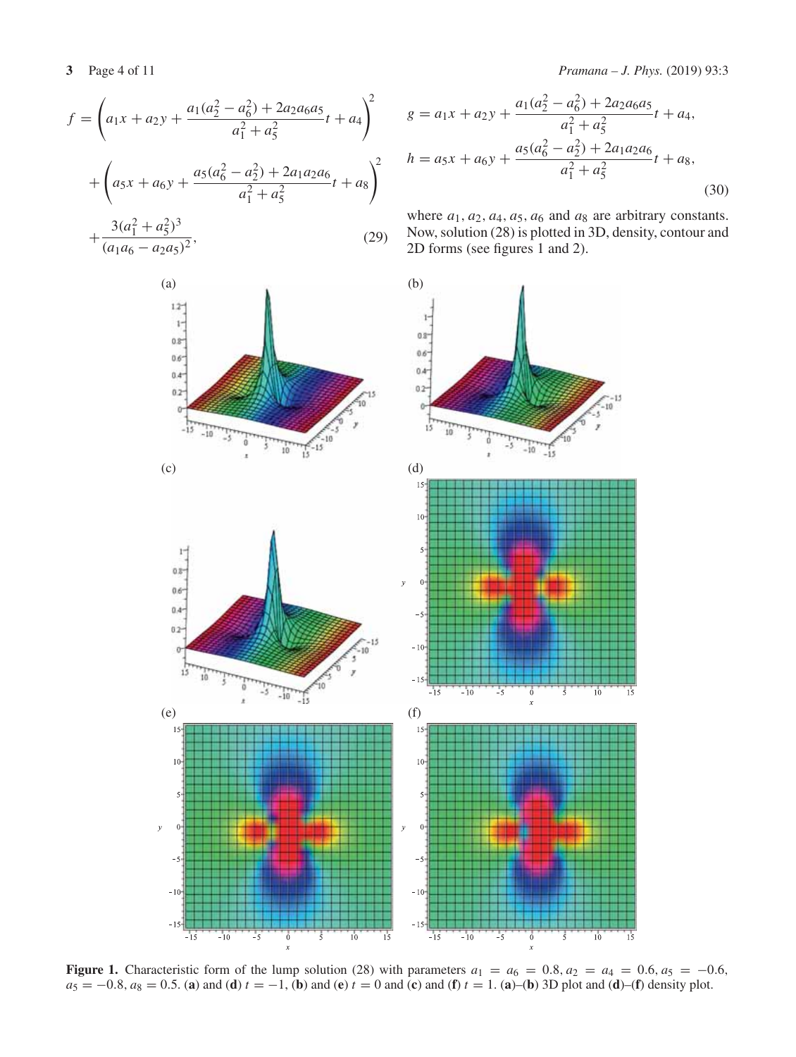$$f = \left(a_1 x + a_2 y + \frac{a_1(a_2^2 - a_6^2) + 2a_2 a_6 a_5}{a_1^2 + a_5^2} t + a_4\right)^2 + \left(a_5 x + a_6 y + \frac{a_5(a_6^2 - a_2^2) + 2a_1 a_2 a_6}{a_1^2 + a_5^2} t + a_8\right)^2 + \frac{3(a_1^2 + a_5^2)^3}{(a_1 a_6 - a_2 a_5)^2}, \tag{29}$$

$$g = a_1 x + a_2 y + \frac{a_1(a_2^2 - a_6^2) + 2a_2 a_6 a_5}{a_1^2 + a_5^2} t + a_4,$$
$$h = a_5 x + a_6 y + \frac{a_5(a_6^2 - a_2^2) + 2a_1 a_2 a_6}{a_1^2 + a_5^2} t + a_8, \tag{30}$$

where $a_1$, $a_2$, $a_4$, $a_5$, $a_6$ and $a_8$ are arbitrary constants. Now, solution (28) is plotted in 3D, density, contour and 2D forms (see figures 1 and 2).

**Figure 1.** Characteristic form of the lump solution (28) with parameters $a_1 = a_6 = 0.8, a_2 = a_4 = 0.6, a_5 = -0.6, a_5 = -0.8, a_8 = 0.5$. (**a**) and (**d**) $t = -1$, (**b**) and (**e**) $t = 0$ and (**c**) and (**f**) $t = 1$. (**a**)–(**b**) 3D plot and (**d**)–(**f**) density plot.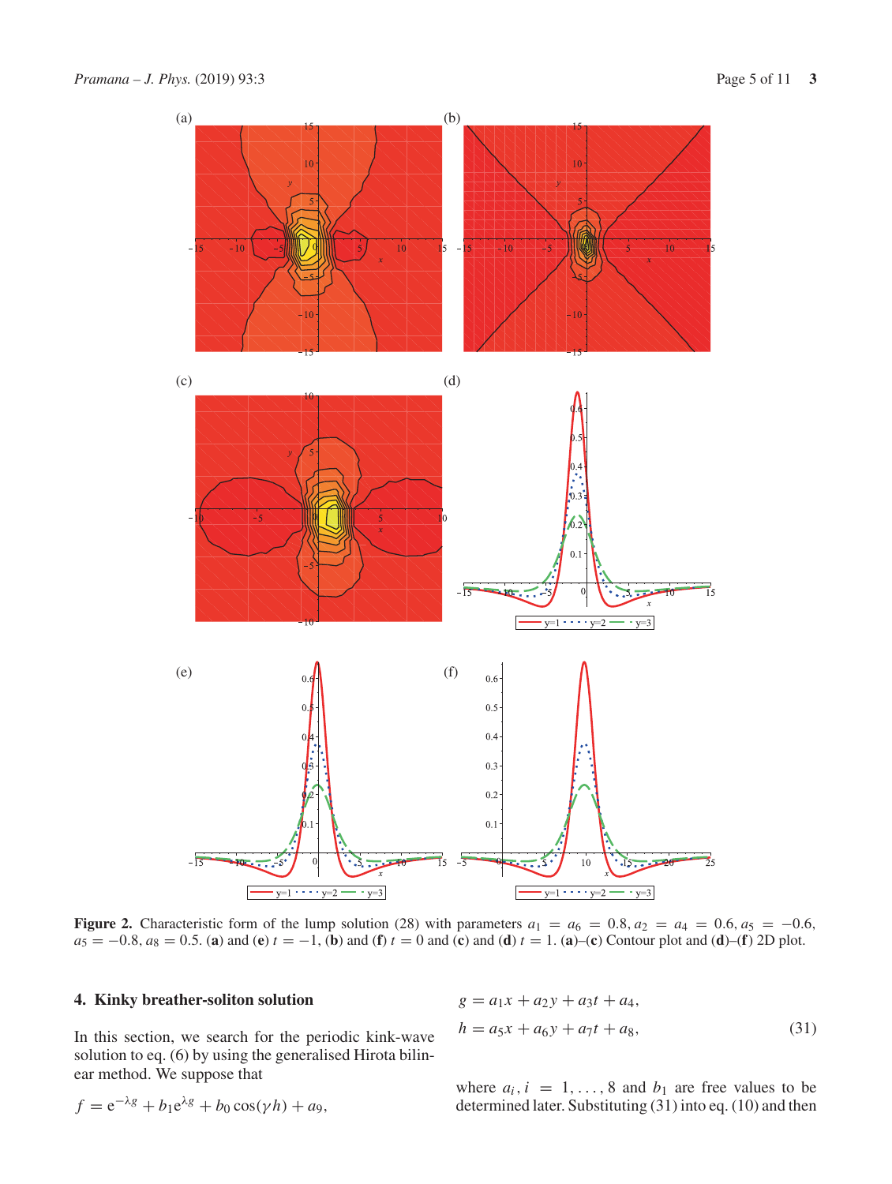**Figure 2.** Characteristic form of the lump solution (28) with parameters $a_1 = a_6 = 0.8, a_2 = a_4 = 0.6, a_5 = -0.6, a_5 = -0.8, a_8 = 0.5$. (**a**) and (**e**) $t = -1$, (**b**) and (**f**) $t = 0$ and (**c**) and (**d**) $t = 1$. (**a**)–(**c**) Contour plot and (**d**)–(**f**) 2D plot.

## 4. Kinky breather-soliton solution

In this section, we search for the periodic kink-wave solution to eq. (6) by using the generalised Hirota bilinear method. We suppose that

$$f = e^{-\lambda g} + b_1 e^{\lambda g} + b_0 \cos(\gamma h) + a_9,$$

$$g = a_1 x + a_2 y + a_3 t + a_4,$$
$$h = a_5 x + a_6 y + a_7 t + a_8, \tag{31}$$

where $a_i, i = 1, \ldots, 8$ and $b_1$ are free values to be determined later. Substituting (31) into eq. (10) and then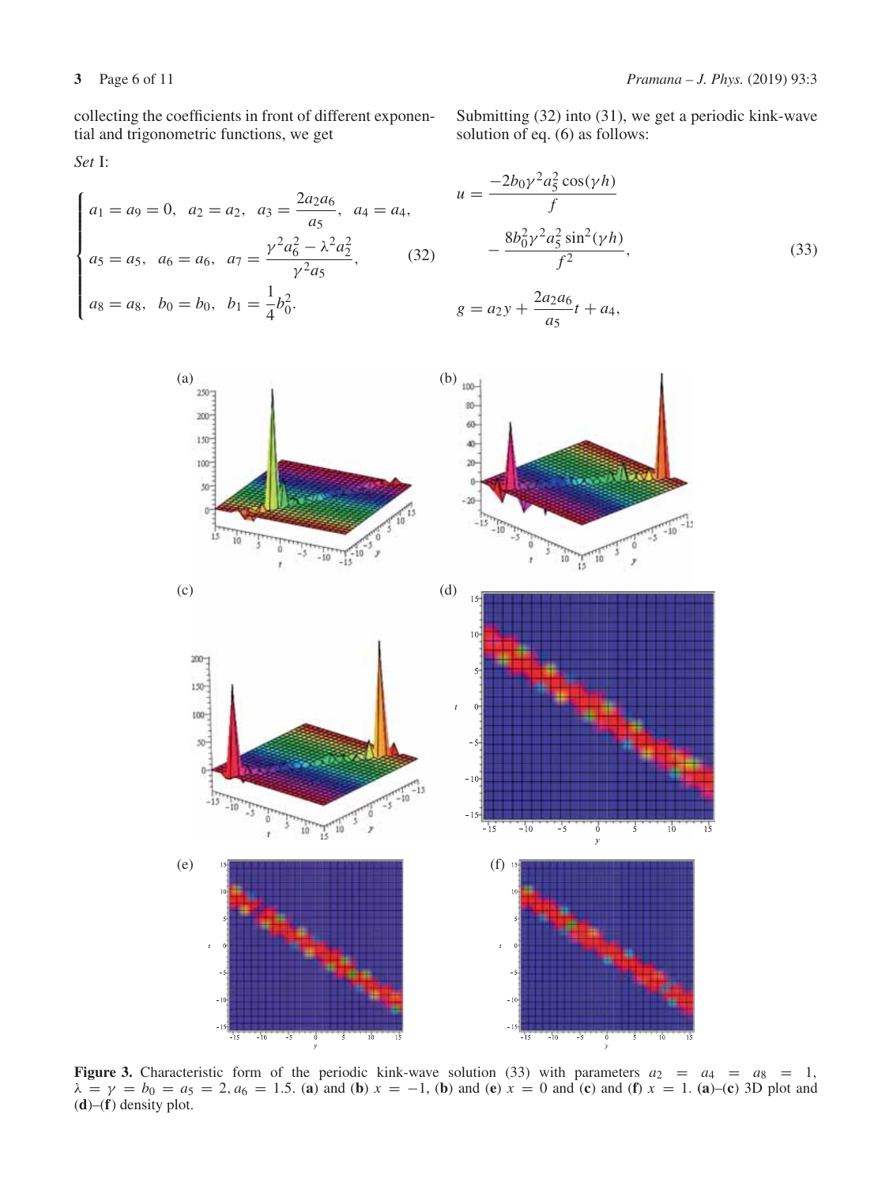collecting the coefficients in front of different exponential and trigonometric functions, we get

*Set* I:

$$
\begin{cases}
a_1 = a_9 = 0, \quad a_2 = a_2, \quad a_3 = \dfrac{2a_2a_6}{a_5}, \quad a_4 = a_4, \\
a_5 = a_5, \quad a_6 = a_6, \quad a_7 = \dfrac{\gamma^2 a_6^2 - \lambda^2 a_2^2}{\gamma^2 a_5}, \\
a_8 = a_8, \quad b_0 = b_0, \quad b_1 = \dfrac{1}{4}b_0^2.
\end{cases}
\tag{32}
$$

Submitting (32) into (31), we get a periodic kink-wave solution of eq. (6) as follows:

$$
\begin{aligned}
u &= \frac{-2b_0\gamma^2 a_5^2 \cos(\gamma h)}{f} \\
&\quad - \frac{8b_0^2\gamma^2 a_5^2 \sin^2(\gamma h)}{f^2},
\end{aligned}
\tag{33}
$$

$$
g = a_2 y + \frac{2a_2a_6}{a_5}t + a_4,
$$

**Figure 3.** Characteristic form of the periodic kink-wave solution (33) with parameters $a_2 = a_4 = a_8 = 1$, $\lambda = \gamma = b_0 = a_5 = 2, a_6 = 1.5$. (**a**) and (**b**) $x = -1$, (**b**) and (**e**) $x = 0$ and (**c**) and (**f**) $x = 1$. (**a**)–(**c**) 3D plot and (**d**)–(**f**) density plot.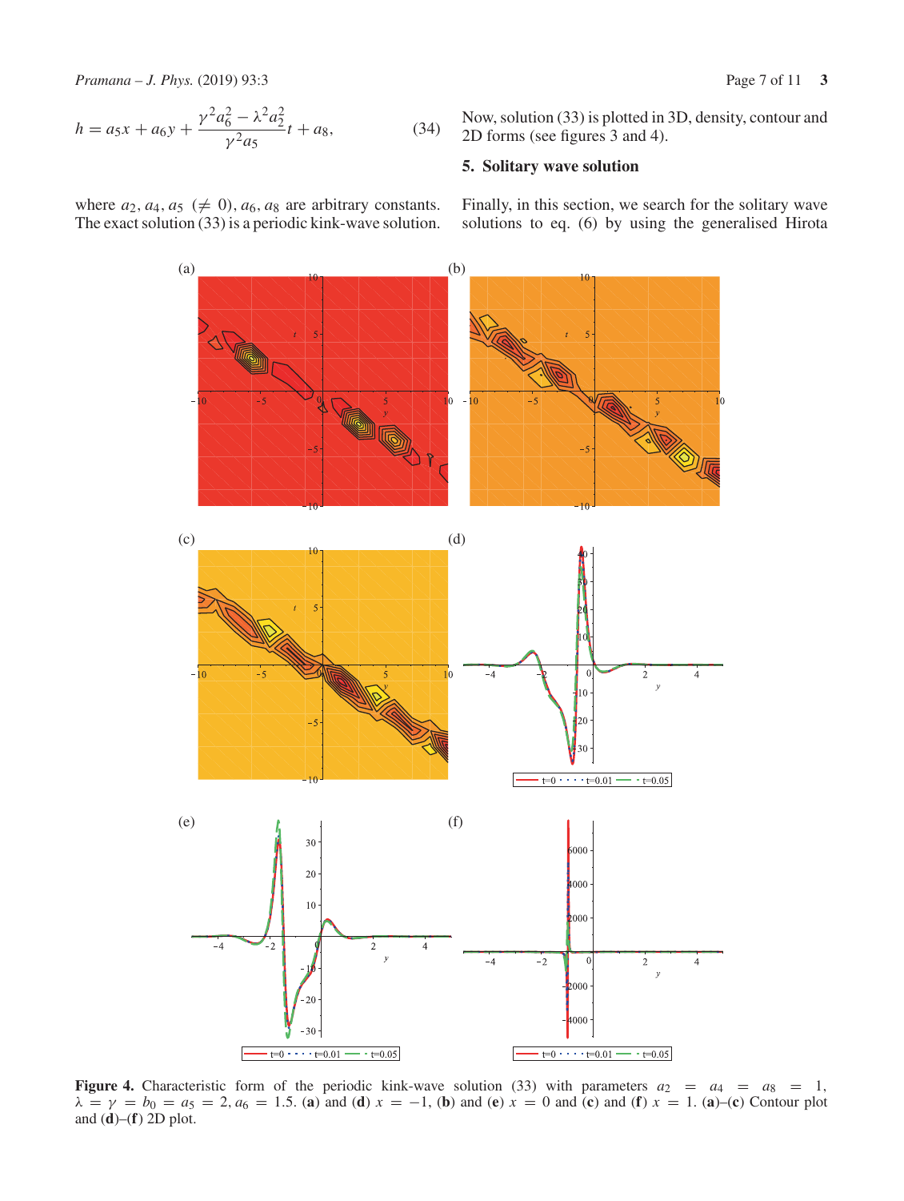$$h = a_5 x + a_6 y + \frac{\gamma^2 a_6^2 - \lambda^2 a_2^2}{\gamma^2 a_5} t + a_8, \tag{34}$$

where $a_2, a_4, a_5$ ($\neq 0$), $a_6, a_8$ are arbitrary constants. The exact solution (33) is a periodic kink-wave solution.

Now, solution (33) is plotted in 3D, density, contour and 2D forms (see figures 3 and 4).

## 5. Solitary wave solution

Finally, in this section, we search for the solitary wave solutions to eq. (6) by using the generalised Hirota

**Figure 4.** Characteristic form of the periodic kink-wave solution (33) with parameters $a_2 = a_4 = a_8 = 1$, $\lambda = \gamma = b_0 = a_5 = 2$, $a_6 = 1.5$. (**a**) and (**d**) $x = -1$, (**b**) and (**e**) $x = 0$ and (**c**) and (**f**) $x = 1$. (**a**)–(**c**) Contour plot and (**d**)–(**f**) 2D plot.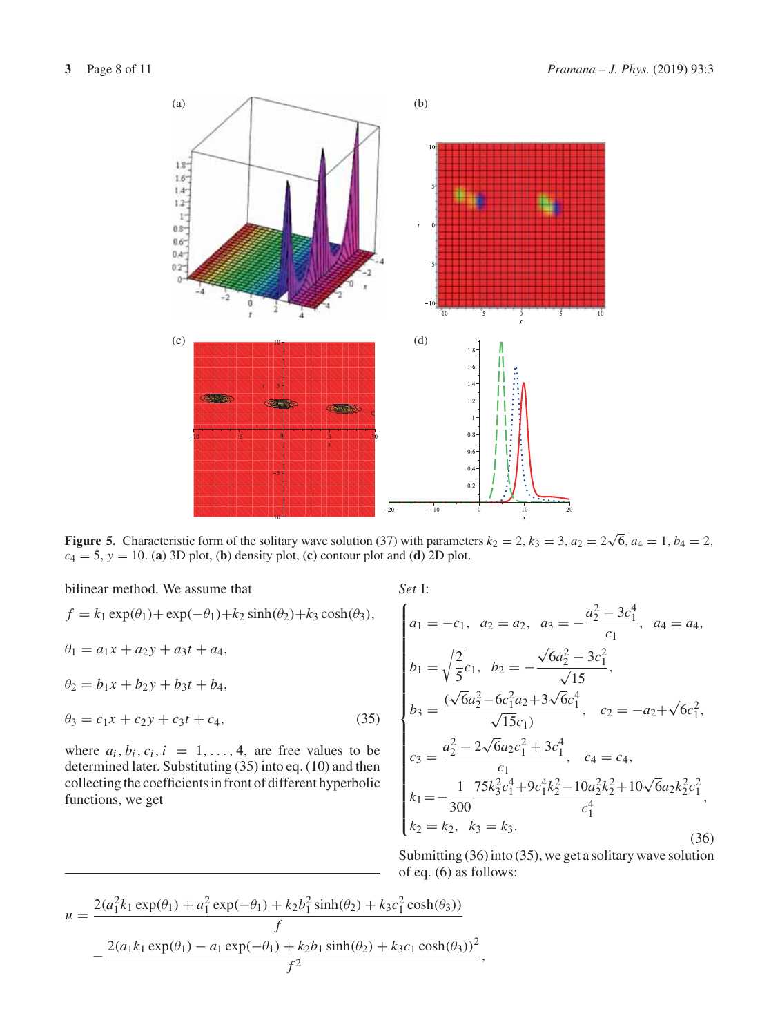Figure 5. Characteristic form of the solitary wave solution (37) with parameters $k_2 = 2$, $k_3 = 3$, $a_2 = 2\sqrt{6}$, $a_4 = 1$, $b_4 = 2$, $c_4 = 5$, $y = 10$. (**a**) 3D plot, (**b**) density plot, (**c**) contour plot and (**d**) 2D plot.

bilinear method. We assume that

$$
\begin{aligned}
f &= k_1 \exp(\theta_1) + \exp(-\theta_1) + k_2 \sinh(\theta_2) + k_3 \cosh(\theta_3),\\
\theta_1 &= a_1 x + a_2 y + a_3 t + a_4,\\
\theta_2 &= b_1 x + b_2 y + b_3 t + b_4,\\
\theta_3 &= c_1 x + c_2 y + c_3 t + c_4,
\end{aligned}
\tag{35}
$$

where $a_i, b_i, c_i, i = 1, \ldots, 4$, are free values to be determined later. Substituting (35) into eq. (10) and then collecting the coefficients in front of different hyperbolic functions, we get

*Set* I:

$$
\begin{cases}
a_1 = -c_1, \quad a_2 = a_2, \quad a_3 = -\dfrac{a_2^2 - 3c_1^4}{c_1}, \quad a_4 = a_4,\\
b_1 = \sqrt{\dfrac{2}{5}}c_1, \quad b_2 = -\dfrac{\sqrt{6}a_2^2 - 3c_1^2}{\sqrt{15}},\\
b_3 = \dfrac{(\sqrt{6}a_2^2 - 6c_1^2 a_2 + 3\sqrt{6}c_1^4}{\sqrt{15}c_1)}, \quad c_2 = -a_2 + \sqrt{6}c_1^2,\\
c_3 = \dfrac{a_2^2 - 2\sqrt{6}a_2 c_1^2 + 3c_1^4}{c_1}, \quad c_4 = c_4,\\
k_1 = -\dfrac{1}{300}\dfrac{75k_3^2c_1^4 + 9c_1^4k_2^2 - 10a_2^2k_2^2 + 10\sqrt{6}a_2k_2^2c_1^2}{c_1^4},\\
k_2 = k_2, \quad k_3 = k_3.
\end{cases}
\tag{36}
$$

Submitting (36) into (35), we get a solitary wave solution of eq. (6) as follows:

$$
\begin{aligned}
u = {}& \frac{2(a_1^2 k_1 \exp(\theta_1) + a_1^2 \exp(-\theta_1) + k_2 b_1^2 \sinh(\theta_2) + k_3 c_1^2 \cosh(\theta_3))}{f}\\
&- \frac{2(a_1 k_1 \exp(\theta_1) - a_1 \exp(-\theta_1) + k_2 b_1 \sinh(\theta_2) + k_3 c_1 \cosh(\theta_3))^2}{f^2},
\end{aligned}
$$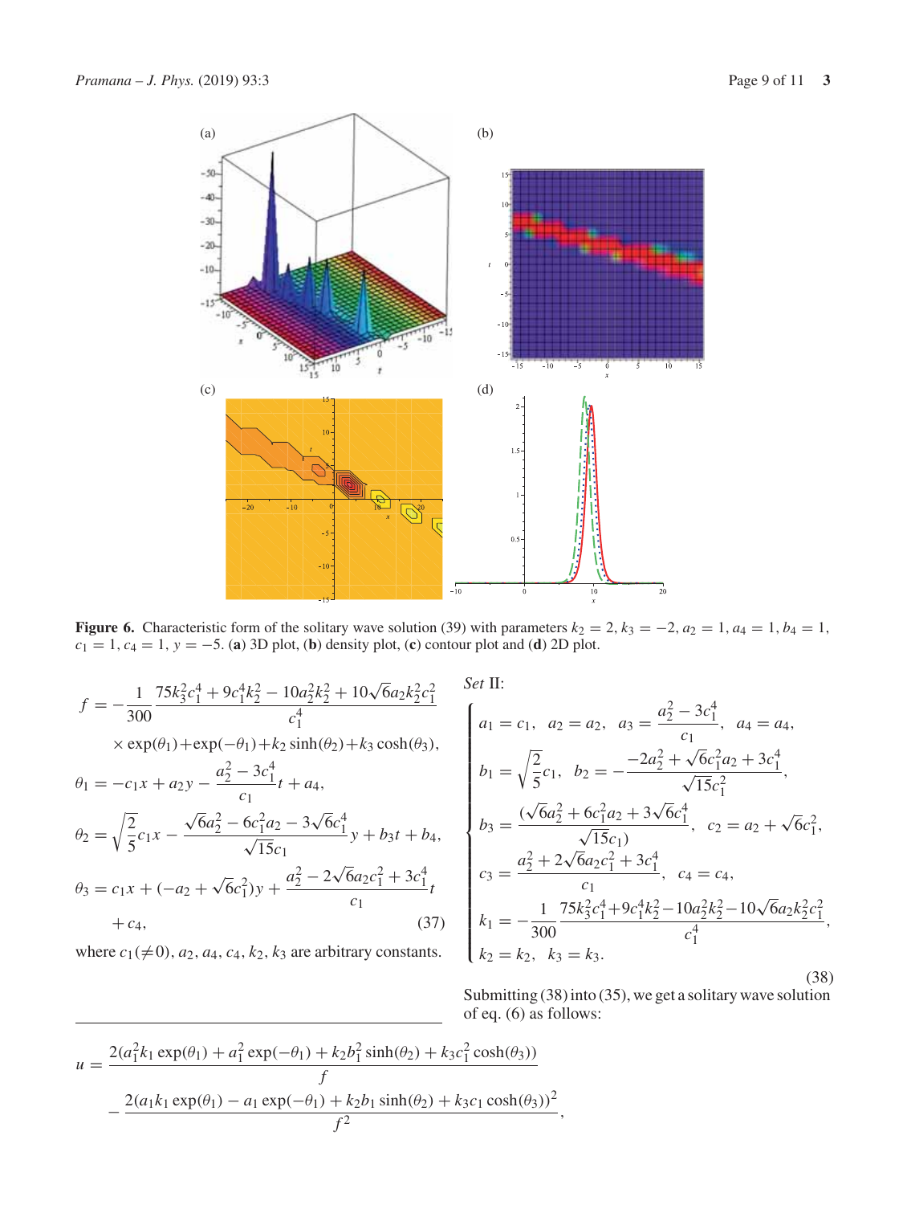**Figure 6.** Characteristic form of the solitary wave solution (39) with parameters $k_2 = 2$, $k_3 = -2$, $a_2 = 1$, $a_4 = 1$, $b_4 = 1$, $c_1 = 1$, $c_4 = 1$, $y = -5$. (**a**) 3D plot, (**b**) density plot, (**c**) contour plot and (**d**) 2D plot.

$$
\begin{aligned}
f &= -\frac{1}{300}\frac{75k_3^2c_1^4 + 9c_1^4k_2^2 - 10a_2^2k_2^2 + 10\sqrt{6}a_2k_2^2c_1^2}{c_1^4} \\
&\quad \times \exp(\theta_1) + \exp(-\theta_1) + k_2\sinh(\theta_2) + k_3\cosh(\theta_3), \\
\theta_1 &= -c_1x + a_2y - \frac{a_2^2 - 3c_1^4}{c_1}t + a_4, \\
\theta_2 &= \sqrt{\frac{2}{5}}c_1x - \frac{\sqrt{6}a_2^2 - 6c_1^2a_2 - 3\sqrt{6}c_1^4}{\sqrt{15}c_1}y + b_3t + b_4, \\
\theta_3 &= c_1x + (-a_2 + \sqrt{6}c_1^2)y + \frac{a_2^2 - 2\sqrt{6}a_2c_1^2 + 3c_1^4}{c_1}t \\
&\quad + c_4,
\end{aligned}
\tag{37}
$$

where $c_1(\neq 0)$, $a_2$, $a_4$, $c_4$, $k_2$, $k_3$ are arbitrary constants.

*Set* II:

$$
\begin{cases}
a_1 = c_1, \quad a_2 = a_2, \quad a_3 = \dfrac{a_2^2 - 3c_1^4}{c_1}, \quad a_4 = a_4, \\
b_1 = \sqrt{\dfrac{2}{5}}c_1, \quad b_2 = -\dfrac{-2a_2^2 + \sqrt{6}c_1^2a_2 + 3c_1^4}{\sqrt{15}c_1^2}, \\
b_3 = \dfrac{(\sqrt{6}a_2^2 + 6c_1^2a_2 + 3\sqrt{6}c_1^4}{\sqrt{15}c_1)}, \quad c_2 = a_2 + \sqrt{6}c_1^2, \\
c_3 = \dfrac{a_2^2 + 2\sqrt{6}a_2c_1^2 + 3c_1^4}{c_1}, \quad c_4 = c_4, \\
k_1 = -\dfrac{1}{300}\dfrac{75k_3^2c_1^4 + 9c_1^4k_2^2 - 10a_2^2k_2^2 - 10\sqrt{6}a_2k_2^2c_1^2}{c_1^4}, \\
k_2 = k_2, \quad k_3 = k_3.
\end{cases}
\tag{38}
$$

Submitting (38) into (35), we get a solitary wave solution of eq. (6) as follows:

$$
\begin{aligned}
u &= \frac{2(a_1^2k_1\exp(\theta_1) + a_1^2\exp(-\theta_1) + k_2b_1^2\sinh(\theta_2) + k_3c_1^2\cosh(\theta_3))}{f} \\
&\quad - \frac{2(a_1k_1\exp(\theta_1) - a_1\exp(-\theta_1) + k_2b_1\sinh(\theta_2) + k_3c_1\cosh(\theta_3))^2}{f^2},
\end{aligned}
$$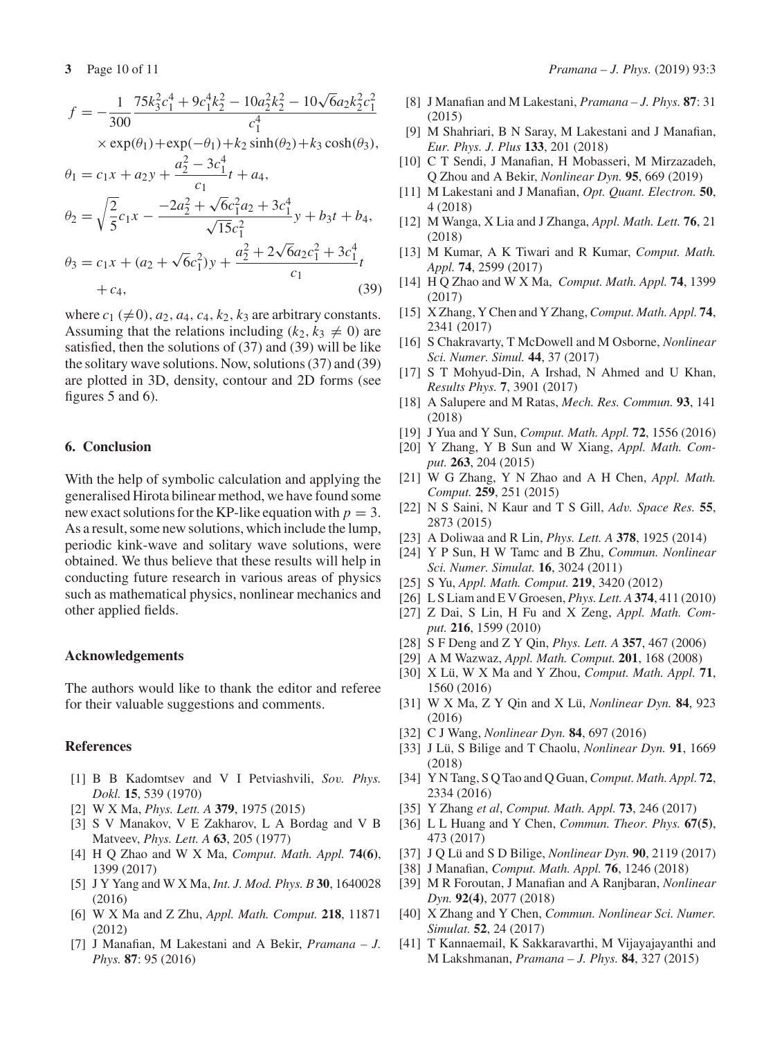$$
\begin{aligned}
f &= -\frac{1}{300}\frac{75k_3^2c_1^4 + 9c_1^4k_2^2 - 10a_2^2k_2^2 - 10\sqrt{6}a_2k_2^2c_1^2}{c_1^4} \\
&\quad \times \exp(\theta_1) + \exp(-\theta_1) + k_2\sinh(\theta_2) + k_3\cosh(\theta_3), \\
\theta_1 &= c_1x + a_2y + \frac{a_2^2 - 3c_1^4}{c_1}t + a_4, \\
\theta_2 &= \sqrt{\frac{2}{5}}c_1x - \frac{-2a_2^2 + \sqrt{6}c_1^2a_2 + 3c_1^4}{\sqrt{15}c_1^2}y + b_3t + b_4, \\
\theta_3 &= c_1x + (a_2 + \sqrt{6}c_1^2)y + \frac{a_2^2 + 2\sqrt{6}a_2c_1^2 + 3c_1^4}{c_1}t \\
&\quad + c_4,
\end{aligned}
\tag{39}
$$

where $c_1$ ($\neq 0$), $a_2$, $a_4$, $c_4$, $k_2$, $k_3$ are arbitrary constants. Assuming that the relations including ($k_2, k_3 \neq 0$) are satisfied, then the solutions of (37) and (39) will be like the solitary wave solutions. Now, solutions (37) and (39) are plotted in 3D, density, contour and 2D forms (see figures 5 and 6).

## 6. Conclusion

With the help of symbolic calculation and applying the generalised Hirota bilinear method, we have found some new exact solutions for the KP-like equation with $p = 3$. As a result, some new solutions, which include the lump, periodic kink-wave and solitary wave solutions, were obtained. We thus believe that these results will help in conducting future research in various areas of physics such as mathematical physics, nonlinear mechanics and other applied fields.

### Acknowledgements

The authors would like to thank the editor and referee for their valuable suggestions and comments.

### References

[1] B B Kadomtsev and V I Petviashvili, *Sov. Phys. Dokl.* **15**, 539 (1970)
[2] W X Ma, *Phys. Lett. A* **379**, 1975 (2015)
[3] S V Manakov, V E Zakharov, L A Bordag and V B Matveev, *Phys. Lett. A* **63**, 205 (1977)
[4] H Q Zhao and W X Ma, *Comput. Math. Appl.* **74(6)**, 1399 (2017)
[5] J Y Yang and W X Ma, *Int. J. Mod. Phys. B* **30**, 1640028 (2016)
[6] W X Ma and Z Zhu, *Appl. Math. Comput.* **218**, 11871 (2012)
[7] J Manafian, M Lakestani and A Bekir, *Pramana – J. Phys.* **87**: 95 (2016)
[8] J Manafian and M Lakestani, *Pramana – J. Phys.* **87**: 31 (2015)
[9] M Shahriari, B N Saray, M Lakestani and J Manafian, *Eur. Phys. J. Plus* **133**, 201 (2018)
[10] C T Sendi, J Manafian, H Mobasseri, M Mirzazadeh, Q Zhou and A Bekir, *Nonlinear Dyn.* **95**, 669 (2019)
[11] M Lakestani and J Manafian, *Opt. Quant. Electron.* **50**, 4 (2018)
[12] M Wanga, X Lia and J Zhanga, *Appl. Math. Lett.* **76**, 21 (2018)
[13] M Kumar, A K Tiwari and R Kumar, *Comput. Math. Appl.* **74**, 2599 (2017)
[14] H Q Zhao and W X Ma, *Comput. Math. Appl.* **74**, 1399 (2017)
[15] X Zhang, Y Chen and Y Zhang, *Comput. Math. Appl.* **74**, 2341 (2017)
[16] S Chakravarty, T McDowell and M Osborne, *Nonlinear Sci. Numer. Simul.* **44**, 37 (2017)
[17] S T Mohyud-Din, A Irshad, N Ahmed and U Khan, *Results Phys.* **7**, 3901 (2017)
[18] A Salupere and M Ratas, *Mech. Res. Commun.* **93**, 141 (2018)
[19] J Yua and Y Sun, *Comput. Math. Appl.* **72**, 1556 (2016)
[20] Y Zhang, Y B Sun and W Xiang, *Appl. Math. Comput.* **263**, 204 (2015)
[21] W G Zhang, Y N Zhao and A H Chen, *Appl. Math. Comput.* **259**, 251 (2015)
[22] N S Saini, N Kaur and T S Gill, *Adv. Space Res.* **55**, 2873 (2015)
[23] A Doliwaa and R Lin, *Phys. Lett. A* **378**, 1925 (2014)
[24] Y P Sun, H W Tamc and B Zhu, *Commun. Nonlinear Sci. Numer. Simulat.* **16**, 3024 (2011)
[25] S Yu, *Appl. Math. Comput.* **219**, 3420 (2012)
[26] L S Liam and E V Groesen, *Phys. Lett. A* **374**, 411 (2010)
[27] Z Dai, S Lin, H Fu and X Zeng, *Appl. Math. Comput.* **216**, 1599 (2010)
[28] S F Deng and Z Y Qin, *Phys. Lett. A* **357**, 467 (2006)
[29] A M Wazwaz, *Appl. Math. Comput.* **201**, 168 (2008)
[30] X Lü, W X Ma and Y Zhou, *Comput. Math. Appl.* **71**, 1560 (2016)
[31] W X Ma, Z Y Qin and X Lü, *Nonlinear Dyn.* **84**, 923 (2016)
[32] C J Wang, *Nonlinear Dyn.* **84**, 697 (2016)
[33] J Lü, S Bilige and T Chaolu, *Nonlinear Dyn.* **91**, 1669 (2018)
[34] Y N Tang, S Q Tao and Q Guan, *Comput. Math. Appl.* **72**, 2334 (2016)
[35] Y Zhang *et al*, *Comput. Math. Appl.* **73**, 246 (2017)
[36] L L Huang and Y Chen, *Commun. Theor. Phys.* **67(5)**, 473 (2017)
[37] J Q Lü and S D Bilige, *Nonlinear Dyn.* **90**, 2119 (2017)
[38] J Manafian, *Comput. Math. Appl.* **76**, 1246 (2018)
[39] M R Foroutan, J Manafian and A Ranjbaran, *Nonlinear Dyn.* **92(4)**, 2077 (2018)
[40] X Zhang and Y Chen, *Commun. Nonlinear Sci. Numer. Simulat.* **52**, 24 (2017)
[41] T Kannaemail, K Sakkaravarthi, M Vijayajayanthi and M Lakshmanan, *Pramana – J. Phys.* **84**, 327 (2015)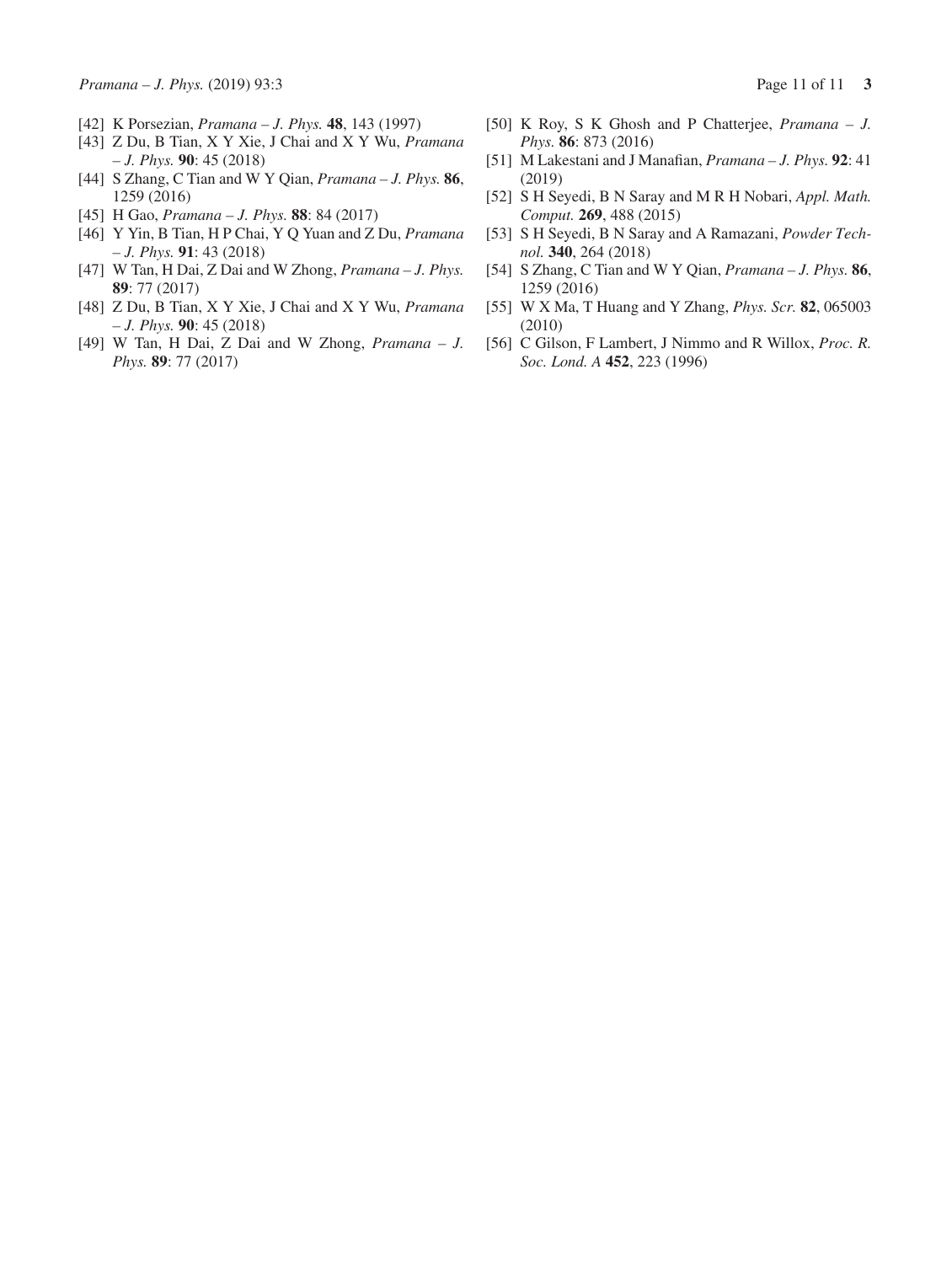[42] K Porsezian, *Pramana – J. Phys.* **48**, 143 (1997)

[43] Z Du, B Tian, X Y Xie, J Chai and X Y Wu, *Pramana – J. Phys.* **90**: 45 (2018)

[44] S Zhang, C Tian and W Y Qian, *Pramana – J. Phys.* **86**, 1259 (2016)

[45] H Gao, *Pramana – J. Phys.* **88**: 84 (2017)

[46] Y Yin, B Tian, H P Chai, Y Q Yuan and Z Du, *Pramana – J. Phys.* **91**: 43 (2018)

[47] W Tan, H Dai, Z Dai and W Zhong, *Pramana – J. Phys.* **89**: 77 (2017)

[48] Z Du, B Tian, X Y Xie, J Chai and X Y Wu, *Pramana – J. Phys.* **90**: 45 (2018)

[49] W Tan, H Dai, Z Dai and W Zhong, *Pramana – J. Phys.* **89**: 77 (2017)

[50] K Roy, S K Ghosh and P Chatterjee, *Pramana – J. Phys.* **86**: 873 (2016)

[51] M Lakestani and J Manafian, *Pramana – J. Phys.* **92**: 41 (2019)

[52] S H Seyedi, B N Saray and M R H Nobari, *Appl. Math. Comput.* **269**, 488 (2015)

[53] S H Seyedi, B N Saray and A Ramazani, *Powder Technol.* **340**, 264 (2018)

[54] S Zhang, C Tian and W Y Qian, *Pramana – J. Phys.* **86**, 1259 (2016)

[55] W X Ma, T Huang and Y Zhang, *Phys. Scr.* **82**, 065003 (2010)

[56] C Gilson, F Lambert, J Nimmo and R Willox, *Proc. R. Soc. Lond. A* **452**, 223 (1996)